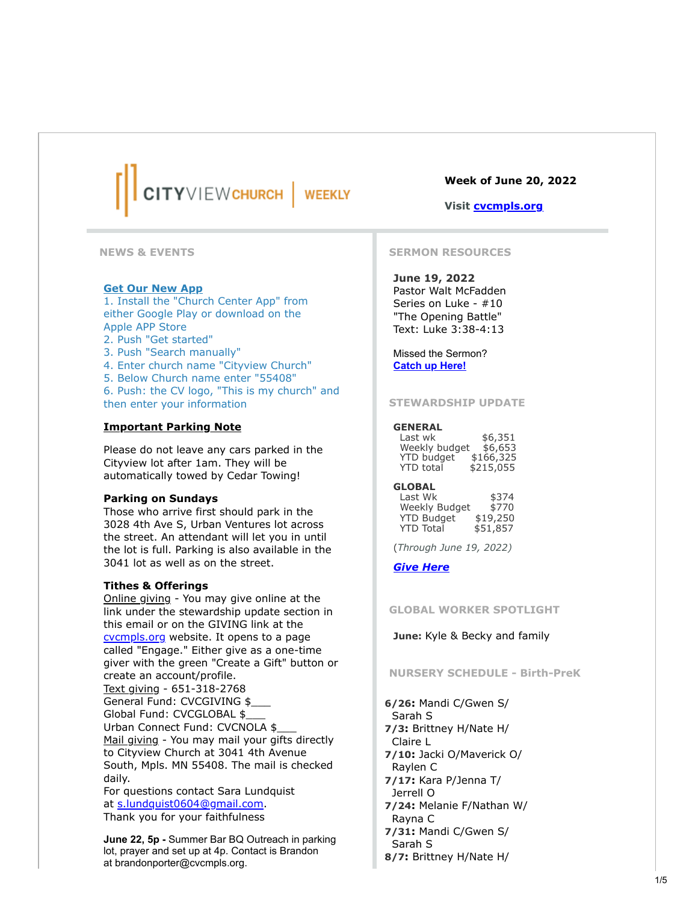# CITYVIEW CHURCH | WEEKLY

**Week of June 20, 2022**

**Visit cvcmpls.org**

## NEWS & EVENTS

**Get Our New App**

1. Install the "Church Center App" from either Google Play or download on the Apple APP Store
2. Push "Get started"
3. Push "Search manually"
4. Enter church name "Cityview Church"
5. Below Church name enter "55408"
6. Push: the CV logo, "This is my church" and then enter your information

**Important Parking Note**

Please do not leave any cars parked in the Cityview lot after 1am. They will be automatically towed by Cedar Towing!

**Parking on Sundays**

Those who arrive first should park in the 3028 4th Ave S, Urban Ventures lot across the street. An attendant will let you in until the lot is full. Parking is also available in the 3041 lot as well as on the street.

**Tithes & Offerings**

Online giving - You may give online at the link under the stewardship update section in this email or on the GIVING link at the cvcmpls.org website. It opens to a page called "Engage." Either give as a one-time giver with the green "Create a Gift" button or create an account/profile.

Text giving - 651-318-2768

General Fund: CVCGIVING $___

Global Fund: CVCGLOBAL $___

Urban Connect Fund: CVCNOLA $___

Mail giving - You may mail your gifts directly to Cityview Church at 3041 4th Avenue South, Mpls. MN 55408. The mail is checked daily.

For questions contact Sara Lundquist at s.lundquist0604@gmail.com.

Thank you for your faithfulness

**June 22, 5p -** Summer Bar BQ Outreach in parking lot, prayer and set up at 4p. Contact is Brandon at brandonporter@cvcmpls.org.

## SERMON RESOURCES

**June 19, 2022**
Pastor Walt McFadden
Series on Luke - #10
"The Opening Battle"
Text: Luke 3:38-4:13

Missed the Sermon?
**Catch up Here!**

## STEWARDSHIP UPDATE

**GENERAL**

| | |
|---|---|
| Last wk | $6,351 |
| Weekly budget | $6,653 |
| YTD budget | $166,325 |
| YTD total | $215,055 |

**GLOBAL**

| | |
|---|---|
| Last Wk | $374 |
| Weekly Budget | $770 |
| YTD Budget | $19,250 |
| YTD Total | $51,857 |

(*Through June 19, 2022)*

***Give Here***

## GLOBAL WORKER SPOTLIGHT

**June:** Kyle & Becky and family

## NURSERY SCHEDULE - Birth-PreK

**6/26:** Mandi C/Gwen S/ Sarah S
**7/3:** Brittney H/Nate H/ Claire L
**7/10:** Jacki O/Maverick O/ Raylen C
**7/17:** Kara P/Jenna T/ Jerrell O
**7/24:** Melanie F/Nathan W/ Rayna C
**7/31:** Mandi C/Gwen S/ Sarah S
**8/7:** Brittney H/Nate H/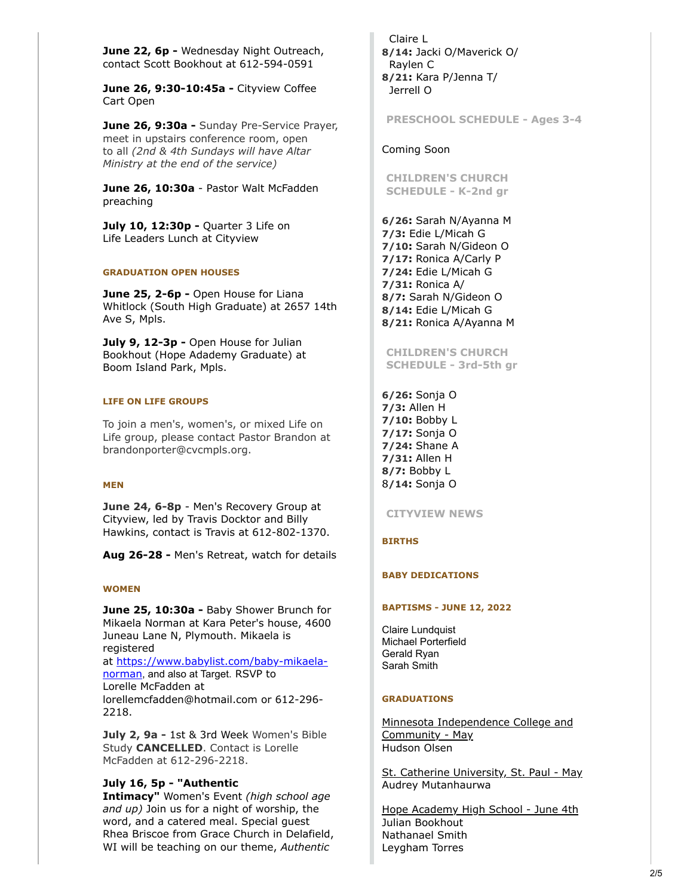**June 22, 6p -** Wednesday Night Outreach, contact Scott Bookhout at 612-594-0591

**June 26, 9:30-10:45a -** Cityview Coffee Cart Open

**June 26, 9:30a -** Sunday Pre-Service Prayer, meet in upstairs conference room, open to all *(2nd & 4th Sundays will have Altar Ministry at the end of the service)*

**June 26, 10:30a** - Pastor Walt McFadden preaching

**July 10, 12:30p -** Quarter 3 Life on Life Leaders Lunch at Cityview

#### GRADUATION OPEN HOUSES

**June 25, 2-6p -** Open House for Liana Whitlock (South High Graduate) at 2657 14th Ave S, Mpls.

**July 9, 12-3p -** Open House for Julian Bookhout (Hope Adademy Graduate) at Boom Island Park, Mpls.

#### LIFE ON LIFE GROUPS

To join a men's, women's, or mixed Life on Life group, please contact Pastor Brandon at brandonporter@cvcmpls.org.

#### MEN

**June 24, 6-8p** - Men's Recovery Group at Cityview, led by Travis Docktor and Billy Hawkins, contact is Travis at 612-802-1370.

**Aug 26-28 -** Men's Retreat, watch for details

#### WOMEN

**June 25, 10:30a -** Baby Shower Brunch for Mikaela Norman at Kara Peter's house, 4600 Juneau Lane N, Plymouth. Mikaela is registered at https://www.babylist.com/baby-mikaela-norman, and also at Target. RSVP to Lorelle McFadden at lorellemcfadden@hotmail.com or 612-296-2218.

**July 2, 9a -** 1st & 3rd Week Women's Bible Study **CANCELLED**. Contact is Lorelle McFadden at 612-296-2218.

**July 16, 5p - "Authentic Intimacy"** Women's Event *(high school age and up)* Join us for a night of worship, the word, and a catered meal. Special guest Rhea Briscoe from Grace Church in Delafield, WI will be teaching on our theme, *Authentic*

Claire L
**8/14:** Jacki O/Maverick O/ Raylen C
**8/21:** Kara P/Jenna T/ Jerrell O

### PRESCHOOL SCHEDULE - Ages 3-4

Coming Soon

### CHILDREN'S CHURCH SCHEDULE - K-2nd gr

**6/26:** Sarah N/Ayanna M
**7/3:** Edie L/Micah G
**7/10:** Sarah N/Gideon O
**7/17:** Ronica A/Carly P
**7/24:** Edie L/Micah G
**7/31:** Ronica A/
**8/7:** Sarah N/Gideon O
**8/14:** Edie L/Micah G
**8/21:** Ronica A/Ayanna M

### CHILDREN'S CHURCH SCHEDULE - 3rd-5th gr

**6/26:** Sonja O
**7/3:** Allen H
**7/10:** Bobby L
**7/17:** Sonja O
**7/24:** Shane A
**7/31:** Allen H
**8/7:** Bobby L
8**/14:** Sonja O

### CITYVIEW NEWS

#### BIRTHS

#### BABY DEDICATIONS

#### BAPTISMS - JUNE 12, 2022

Claire Lundquist
Michael Porterfield
Gerald Ryan
Sarah Smith

#### GRADUATIONS

Minnesota Independence College and Community - May
Hudson Olsen

St. Catherine University, St. Paul - May
Audrey Mutanhaurwa

Hope Academy High School - June 4th
Julian Bookhout
Nathanael Smith
Leygham Torres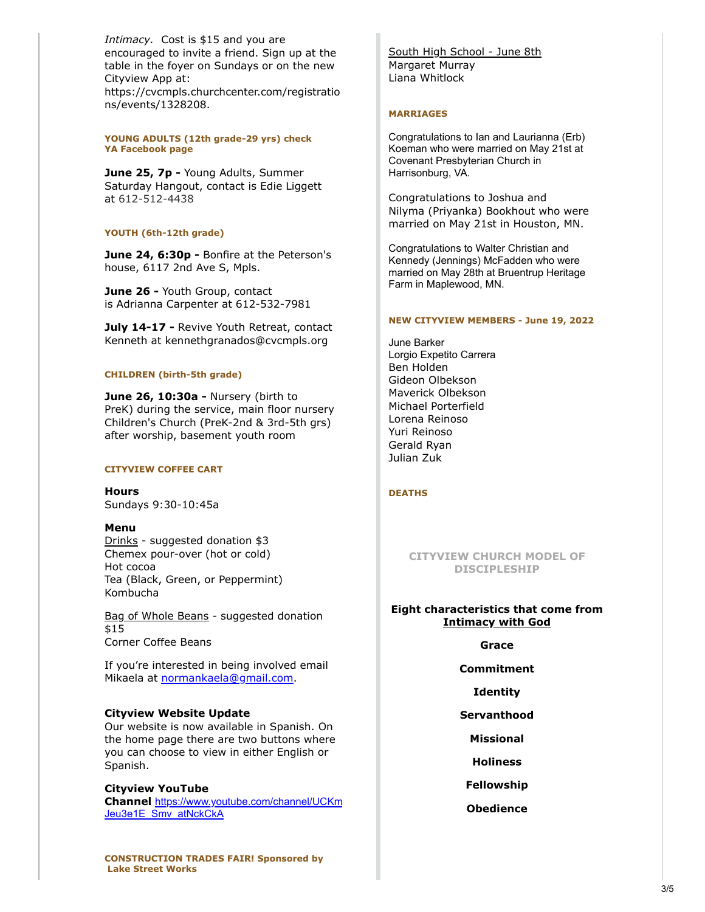*Intimacy.* Cost is $15 and you are encouraged to invite a friend. Sign up at the table in the foyer on Sundays or on the new Cityview App at: https://cvcmpls.churchcenter.com/registrations/events/1328208.

#### YOUNG ADULTS (12th grade-29 yrs) check YA Facebook page

**June 25, 7p -** Young Adults, Summer Saturday Hangout, contact is Edie Liggett at 612-512-4438

#### YOUTH (6th-12th grade)

**June 24, 6:30p -** Bonfire at the Peterson's house, 6117 2nd Ave S, Mpls.

**June 26 -** Youth Group, contact is Adrianna Carpenter at 612-532-7981

**July 14-17 -** Revive Youth Retreat, contact Kenneth at kennethgranados@cvcmpls.org

#### CHILDREN (birth-5th grade)

**June 26, 10:30a -** Nursery (birth to PreK) during the service, main floor nursery
Children's Church (PreK-2nd & 3rd-5th grs) after worship, basement youth room

#### CITYVIEW COFFEE CART

**Hours**
Sundays 9:30-10:45a

**Menu**
Drinks - suggested donation $3
Chemex pour-over (hot or cold)
Hot cocoa
Tea (Black, Green, or Peppermint)
Kombucha

Bag of Whole Beans - suggested donation $15
Corner Coffee Beans

If you're interested in being involved email Mikaela at normankaela@gmail.com.

**Cityview Website Update**
Our website is now available in Spanish. On the home page there are two buttons where you can choose to view in either English or Spanish.

**Cityview YouTube Channel** https://www.youtube.com/channel/UCKmJeu3e1E_Smv_atNckCkA

#### CONSTRUCTION TRADES FAIR! Sponsored by Lake Street Works

South High School - June 8th
Margaret Murray
Liana Whitlock

#### MARRIAGES

Congratulations to Ian and Laurianna (Erb) Koeman who were married on May 21st at Covenant Presbyterian Church in Harrisonburg, VA.

Congratulations to Joshua and Nilyma (Priyanka) Bookhout who were married on May 21st in Houston, MN.

Congratulations to Walter Christian and Kennedy (Jennings) McFadden who were married on May 28th at Bruentrup Heritage Farm in Maplewood, MN.

#### NEW CITYVIEW MEMBERS - June 19, 2022

June Barker
Lorgio Expetito Carrera
Ben Holden
Gideon Olbekson
Maverick Olbekson
Michael Porterfield
Lorena Reinoso
Yuri Reinoso
Gerald Ryan
Julian Zuk

#### DEATHS

#### CITYVIEW CHURCH MODEL OF DISCIPLESHIP

**Eight characteristics that come from Intimacy with God**

**Grace**

**Commitment**

**Identity**

**Servanthood**

**Missional**

**Holiness**

**Fellowship**

**Obedience**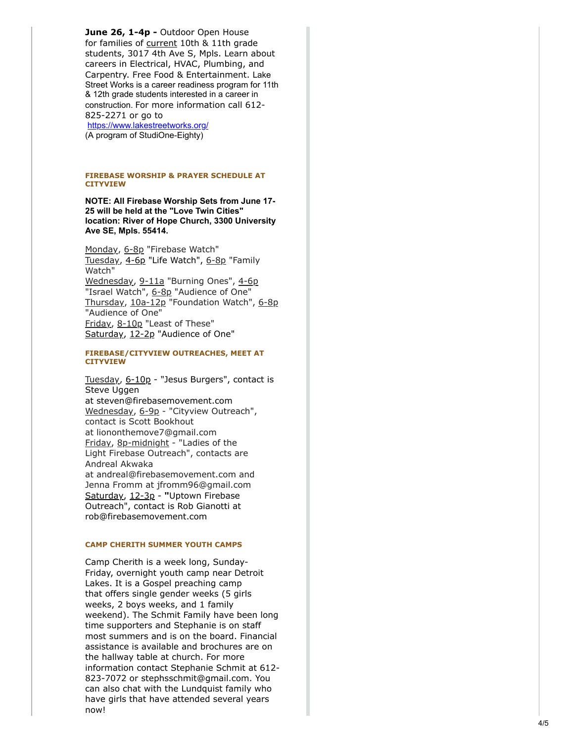**June 26, 1-4p -** Outdoor Open House for families of current 10th & 11th grade students, 3017 4th Ave S, Mpls. Learn about careers in Electrical, HVAC, Plumbing, and Carpentry. Free Food & Entertainment. Lake Street Works is a career readiness program for 11th & 12th grade students interested in a career in construction. For more information call 612-825-2271 or go to https://www.lakestreetworks.org/
(A program of StudiOne-Eighty)

#### FIREBASE WORSHIP & PRAYER SCHEDULE AT CITYVIEW

**NOTE: All Firebase Worship Sets from June 17-25 will be held at the "Love Twin Cities" location: River of Hope Church, 3300 University Ave SE, Mpls. 55414.**

Monday, 6-8p "Firebase Watch"
Tuesday, 4-6p "Life Watch", 6-8p "Family Watch"
Wednesday, 9-11a "Burning Ones", 4-6p "Israel Watch", 6-8p "Audience of One"
Thursday, 10a-12p "Foundation Watch", 6-8p "Audience of One"
Friday, 8-10p "Least of These"
Saturday, 12-2p "Audience of One"

#### FIREBASE/CITYVIEW OUTREACHES, MEET AT CITYVIEW

Tuesday, 6-10p - "Jesus Burgers", contact is Steve Uggen at steven@firebasemovement.com
Wednesday, 6-9p - "Cityview Outreach", contact is Scott Bookhout at liononthemove7@gmail.com
Friday, 8p-midnight - "Ladies of the Light Firebase Outreach", contacts are Andreal Akwaka at andreal@firebasemovement.com and Jenna Fromm at jfromm96@gmail.com
Saturday, 12-3p - **"**Uptown Firebase Outreach", contact is Rob Gianotti at rob@firebasemovement.com

#### CAMP CHERITH SUMMER YOUTH CAMPS

Camp Cherith is a week long, Sunday-Friday, overnight youth camp near Detroit Lakes. It is a Gospel preaching camp that offers single gender weeks (5 girls weeks, 2 boys weeks, and 1 family weekend). The Schmit Family have been long time supporters and Stephanie is on staff most summers and is on the board. Financial assistance is available and brochures are on the hallway table at church. For more information contact Stephanie Schmit at 612-823-7072 or stephsschmit@gmail.com. You can also chat with the Lundquist family who have girls that have attended several years now!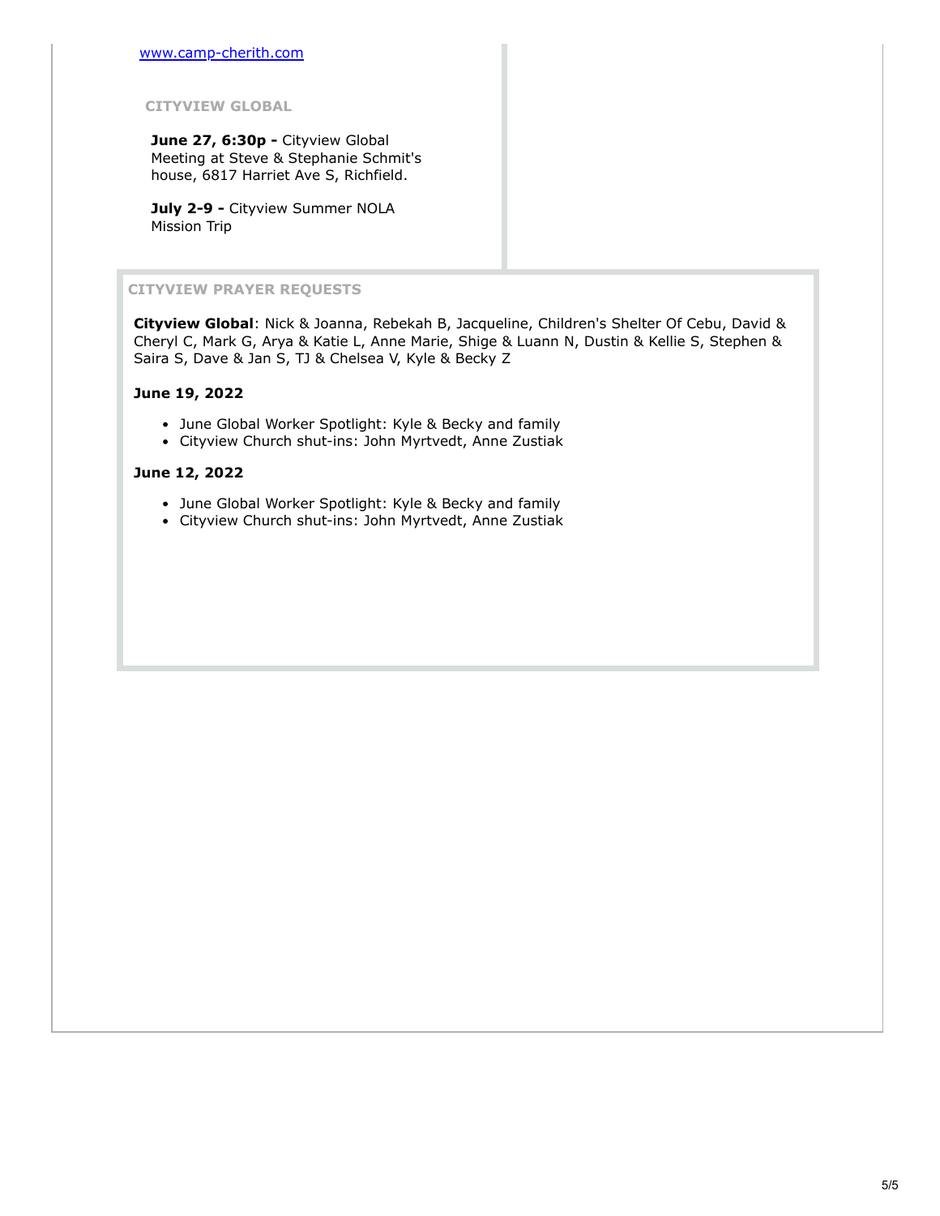www.camp-cherith.com

## CITYVIEW GLOBAL

**June 27, 6:30p -** Cityview Global Meeting at Steve & Stephanie Schmit's house, 6817 Harriet Ave S, Richfield.

**July 2-9 -** Cityview Summer NOLA Mission Trip

## CITYVIEW PRAYER REQUESTS

**Cityview Global**: Nick & Joanna, Rebekah B, Jacqueline, Children's Shelter Of Cebu, David & Cheryl C, Mark G, Arya & Katie L, Anne Marie, Shige & Luann N, Dustin & Kellie S, Stephen & Saira S, Dave & Jan S, TJ & Chelsea V, Kyle & Becky Z

**June 19, 2022**

- June Global Worker Spotlight: Kyle & Becky and family
- Cityview Church shut-ins: John Myrtvedt, Anne Zustiak

**June 12, 2022**

- June Global Worker Spotlight: Kyle & Becky and family
- Cityview Church shut-ins: John Myrtvedt, Anne Zustiak